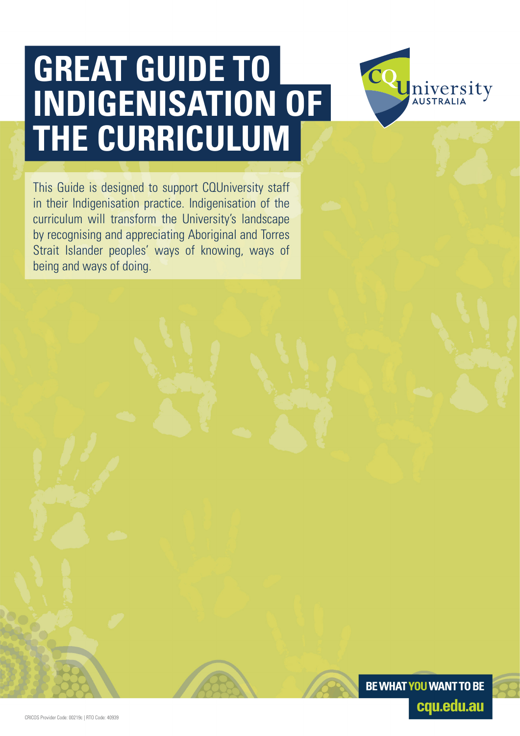# GREAT GUIDE TO INDIGENISATION OF THE CURRICULUM

This Guide is designed to support CQUniversity staff in their Indigenisation practice. Indigenisation of the curriculum will transform the University's landscape by recognising and appreciating Aboriginal and Torres Strait Islander peoples' ways of knowing, ways of being and ways of doing.

BE WHAT YOU WANT TO BE

cqu.edu.au

CRICOS Provider Code: 00219c | RTO Code: 40939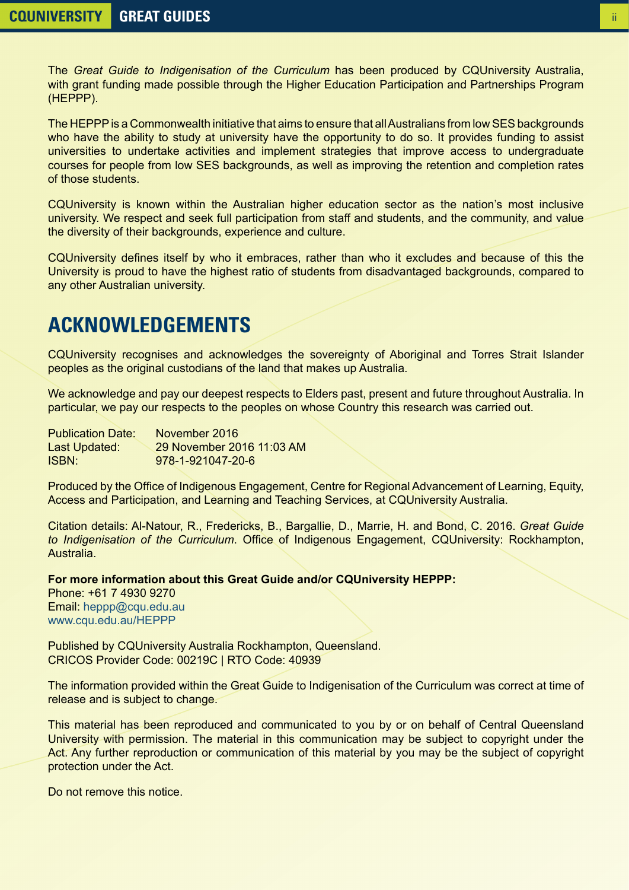The *Great Guide to Indigenisation of the Curriculum* has been produced by CQUniversity Australia, with grant funding made possible through the Higher Education Participation and Partnerships Program (HEPPP).

The HEPPP is a Commonwealth initiative that aims to ensure that all Australians from low SES backgrounds who have the ability to study at university have the opportunity to do so. It provides funding to assist universities to undertake activities and implement strategies that improve access to undergraduate courses for people from low SES backgrounds, as well as improving the retention and completion rates of those students.

CQUniversity is known within the Australian higher education sector as the nation's most inclusive university. We respect and seek full participation from staff and students, and the community, and value the diversity of their backgrounds, experience and culture.

CQUniversity defines itself by who it embraces, rather than who it excludes and because of this the University is proud to have the highest ratio of students from disadvantaged backgrounds, compared to any other Australian university.

## ACKNOWLEDGEMENTS

CQUniversity recognises and acknowledges the sovereignty of Aboriginal and Torres Strait Islander peoples as the original custodians of the land that makes up Australia.

We acknowledge and pay our deepest respects to Elders past, present and future throughout Australia. In particular, we pay our respects to the peoples on whose Country this research was carried out.

Publication Date: November 2016
Last Updated: 29 November 2016 11:03 AM
ISBN: 978-1-921047-20-6

Produced by the Office of Indigenous Engagement, Centre for Regional Advancement of Learning, Equity, Access and Participation, and Learning and Teaching Services, at CQUniversity Australia.

Citation details: Al-Natour, R., Fredericks, B., Bargallie, D., Marrie, H. and Bond, C. 2016. *Great Guide to Indigenisation of the Curriculum*. Office of Indigenous Engagement, CQUniversity: Rockhampton, Australia.

**For more information about this Great Guide and/or CQUniversity HEPPP:**
Phone: +61 7 4930 9270
Email: heppp@cqu.edu.au
www.cqu.edu.au/HEPPP

Published by CQUniversity Australia Rockhampton, Queensland.
CRICOS Provider Code: 00219C | RTO Code: 40939

The information provided within the Great Guide to Indigenisation of the Curriculum was correct at time of release and is subject to change.

This material has been reproduced and communicated to you by or on behalf of Central Queensland University with permission. The material in this communication may be subject to copyright under the Act. Any further reproduction or communication of this material by you may be the subject of copyright protection under the Act.

Do not remove this notice.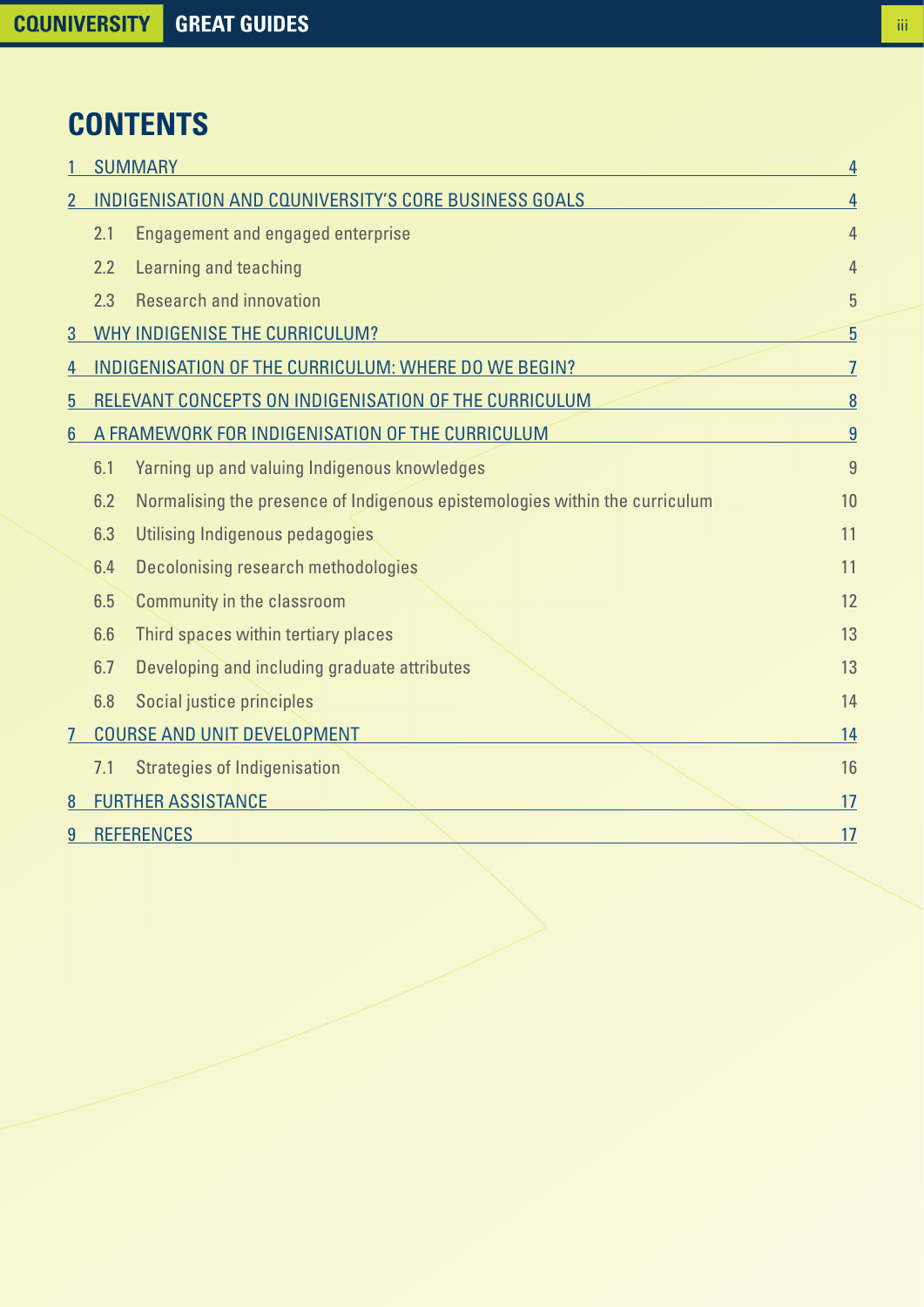# CONTENTS

| | | |
|---|---|---|
| 1 | SUMMARY | 4 |
| 2 | INDIGENISATION AND CQUNIVERSITY'S CORE BUSINESS GOALS | 4 |
| | 2.1 Engagement and engaged enterprise | 4 |
| | 2.2 Learning and teaching | 4 |
| | 2.3 Research and innovation | 5 |
| 3 | WHY INDIGENISE THE CURRICULUM? | 5 |
| 4 | INDIGENISATION OF THE CURRICULUM: WHERE DO WE BEGIN? | 7 |
| 5 | RELEVANT CONCEPTS ON INDIGENISATION OF THE CURRICULUM | 8 |
| 6 | A FRAMEWORK FOR INDIGENISATION OF THE CURRICULUM | 9 |
| | 6.1 Yarning up and valuing Indigenous knowledges | 9 |
| | 6.2 Normalising the presence of Indigenous epistemologies within the curriculum | 10 |
| | 6.3 Utilising Indigenous pedagogies | 11 |
| | 6.4 Decolonising research methodologies | 11 |
| | 6.5 Community in the classroom | 12 |
| | 6.6 Third spaces within tertiary places | 13 |
| | 6.7 Developing and including graduate attributes | 13 |
| | 6.8 Social justice principles | 14 |
| 7 | COURSE AND UNIT DEVELOPMENT | 14 |
| | 7.1 Strategies of Indigenisation | 16 |
| 8 | FURTHER ASSISTANCE | 17 |
| 9 | REFERENCES | 17 |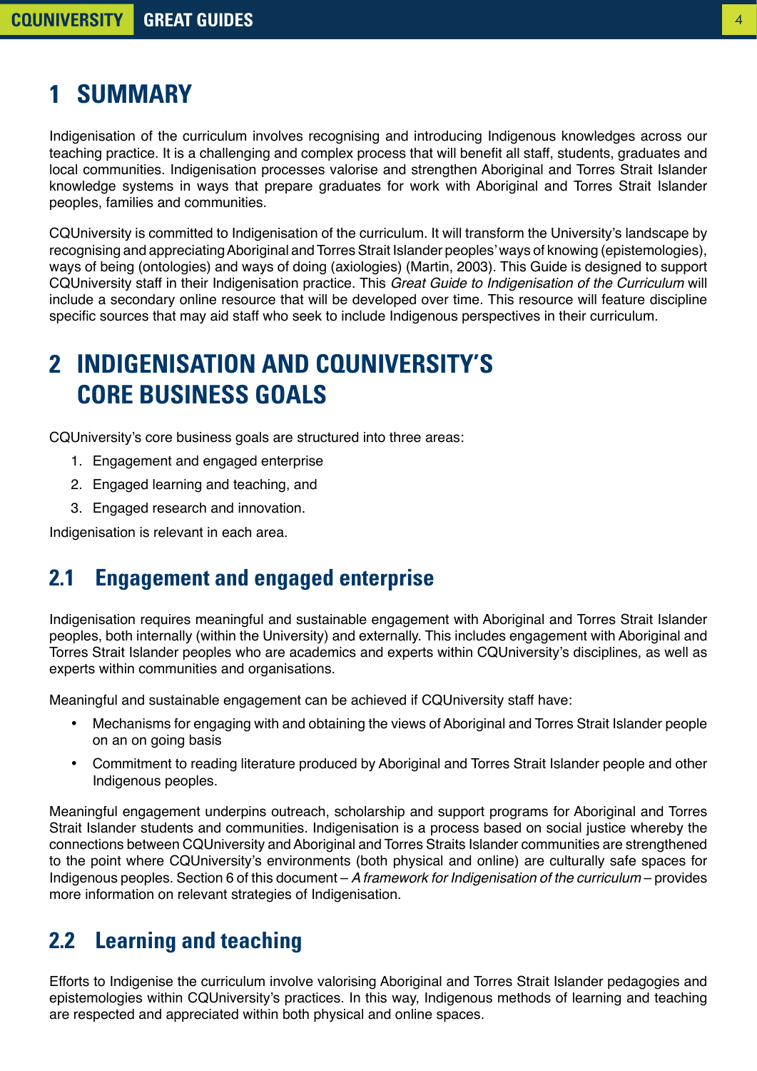# 1 SUMMARY

Indigenisation of the curriculum involves recognising and introducing Indigenous knowledges across our teaching practice. It is a challenging and complex process that will benefit all staff, students, graduates and local communities. Indigenisation processes valorise and strengthen Aboriginal and Torres Strait Islander knowledge systems in ways that prepare graduates for work with Aboriginal and Torres Strait Islander peoples, families and communities.

CQUniversity is committed to Indigenisation of the curriculum. It will transform the University's landscape by recognising and appreciating Aboriginal and Torres Strait Islander peoples' ways of knowing (epistemologies), ways of being (ontologies) and ways of doing (axiologies) (Martin, 2003). This Guide is designed to support CQUniversity staff in their Indigenisation practice. This *Great Guide to Indigenisation of the Curriculum* will include a secondary online resource that will be developed over time. This resource will feature discipline specific sources that may aid staff who seek to include Indigenous perspectives in their curriculum.

# 2 INDIGENISATION AND CQUNIVERSITY'S CORE BUSINESS GOALS

CQUniversity's core business goals are structured into three areas:

1. Engagement and engaged enterprise
2. Engaged learning and teaching, and
3. Engaged research and innovation.

Indigenisation is relevant in each area.

## 2.1 Engagement and engaged enterprise

Indigenisation requires meaningful and sustainable engagement with Aboriginal and Torres Strait Islander peoples, both internally (within the University) and externally. This includes engagement with Aboriginal and Torres Strait Islander peoples who are academics and experts within CQUniversity's disciplines, as well as experts within communities and organisations.

Meaningful and sustainable engagement can be achieved if CQUniversity staff have:

- Mechanisms for engaging with and obtaining the views of Aboriginal and Torres Strait Islander people on an on going basis
- Commitment to reading literature produced by Aboriginal and Torres Strait Islander people and other Indigenous peoples.

Meaningful engagement underpins outreach, scholarship and support programs for Aboriginal and Torres Strait Islander students and communities. Indigenisation is a process based on social justice whereby the connections between CQUniversity and Aboriginal and Torres Straits Islander communities are strengthened to the point where CQUniversity's environments (both physical and online) are culturally safe spaces for Indigenous peoples. Section 6 of this document – *A framework for Indigenisation of the curriculum* – provides more information on relevant strategies of Indigenisation.

## 2.2 Learning and teaching

Efforts to Indigenise the curriculum involve valorising Aboriginal and Torres Strait Islander pedagogies and epistemologies within CQUniversity's practices. In this way, Indigenous methods of learning and teaching are respected and appreciated within both physical and online spaces.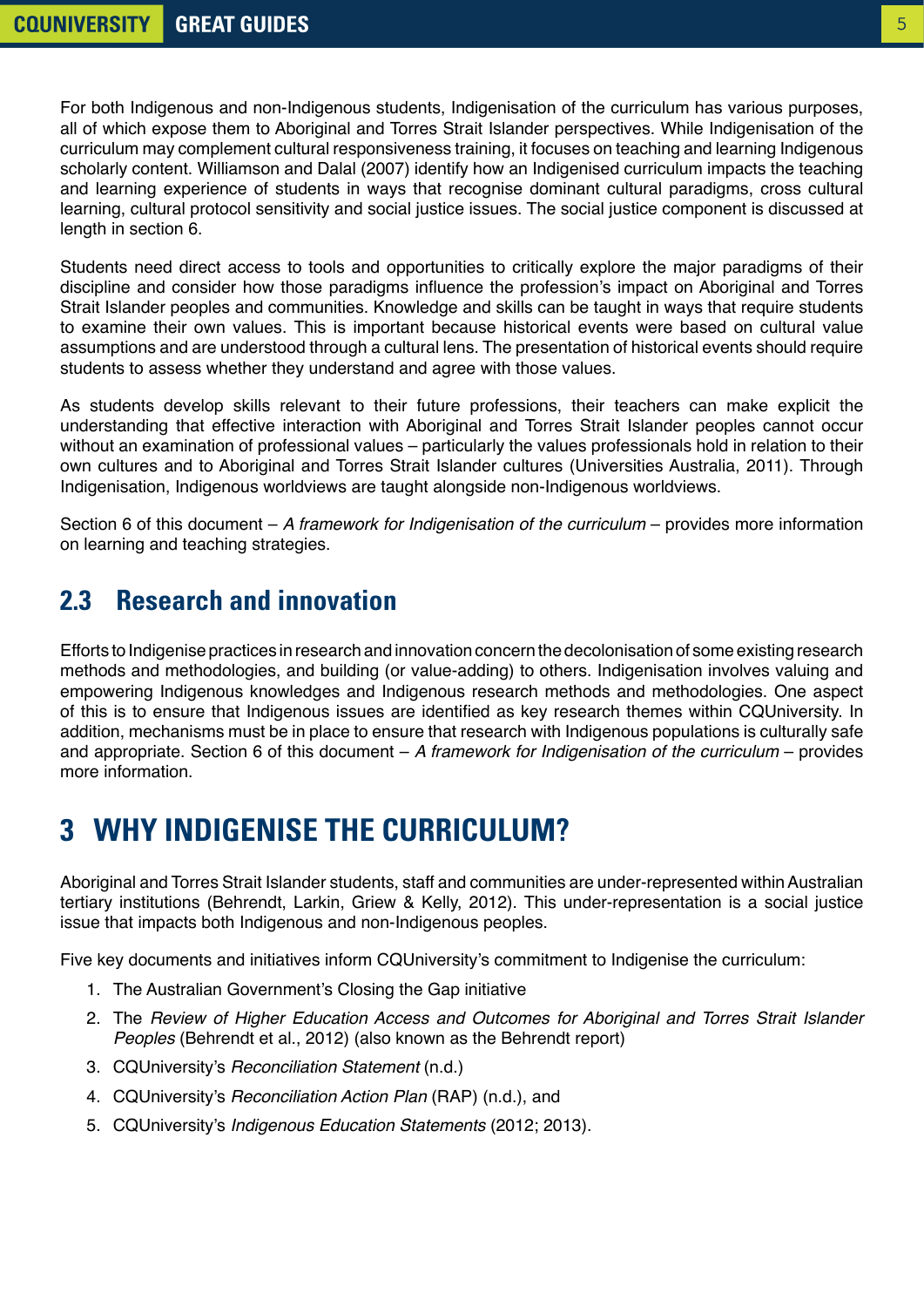For both Indigenous and non-Indigenous students, Indigenisation of the curriculum has various purposes, all of which expose them to Aboriginal and Torres Strait Islander perspectives. While Indigenisation of the curriculum may complement cultural responsiveness training, it focuses on teaching and learning Indigenous scholarly content. Williamson and Dalal (2007) identify how an Indigenised curriculum impacts the teaching and learning experience of students in ways that recognise dominant cultural paradigms, cross cultural learning, cultural protocol sensitivity and social justice issues. The social justice component is discussed at length in section 6.

Students need direct access to tools and opportunities to critically explore the major paradigms of their discipline and consider how those paradigms influence the profession's impact on Aboriginal and Torres Strait Islander peoples and communities. Knowledge and skills can be taught in ways that require students to examine their own values. This is important because historical events were based on cultural value assumptions and are understood through a cultural lens. The presentation of historical events should require students to assess whether they understand and agree with those values.

As students develop skills relevant to their future professions, their teachers can make explicit the understanding that effective interaction with Aboriginal and Torres Strait Islander peoples cannot occur without an examination of professional values – particularly the values professionals hold in relation to their own cultures and to Aboriginal and Torres Strait Islander cultures (Universities Australia, 2011). Through Indigenisation, Indigenous worldviews are taught alongside non-Indigenous worldviews.

Section 6 of this document – *A framework for Indigenisation of the curriculum* – provides more information on learning and teaching strategies.

## 2.3 Research and innovation

Efforts to Indigenise practices in research and innovation concern the decolonisation of some existing research methods and methodologies, and building (or value-adding) to others. Indigenisation involves valuing and empowering Indigenous knowledges and Indigenous research methods and methodologies. One aspect of this is to ensure that Indigenous issues are identified as key research themes within CQUniversity. In addition, mechanisms must be in place to ensure that research with Indigenous populations is culturally safe and appropriate. Section 6 of this document – *A framework for Indigenisation of the curriculum* – provides more information.

# 3 WHY INDIGENISE THE CURRICULUM?

Aboriginal and Torres Strait Islander students, staff and communities are under-represented within Australian tertiary institutions (Behrendt, Larkin, Griew & Kelly, 2012). This under-representation is a social justice issue that impacts both Indigenous and non-Indigenous peoples.

Five key documents and initiatives inform CQUniversity's commitment to Indigenise the curriculum:

1. The Australian Government's Closing the Gap initiative
2. The *Review of Higher Education Access and Outcomes for Aboriginal and Torres Strait Islander Peoples* (Behrendt et al., 2012) (also known as the Behrendt report)
3. CQUniversity's *Reconciliation Statement* (n.d.)
4. CQUniversity's *Reconciliation Action Plan* (RAP) (n.d.), and
5. CQUniversity's *Indigenous Education Statements* (2012; 2013).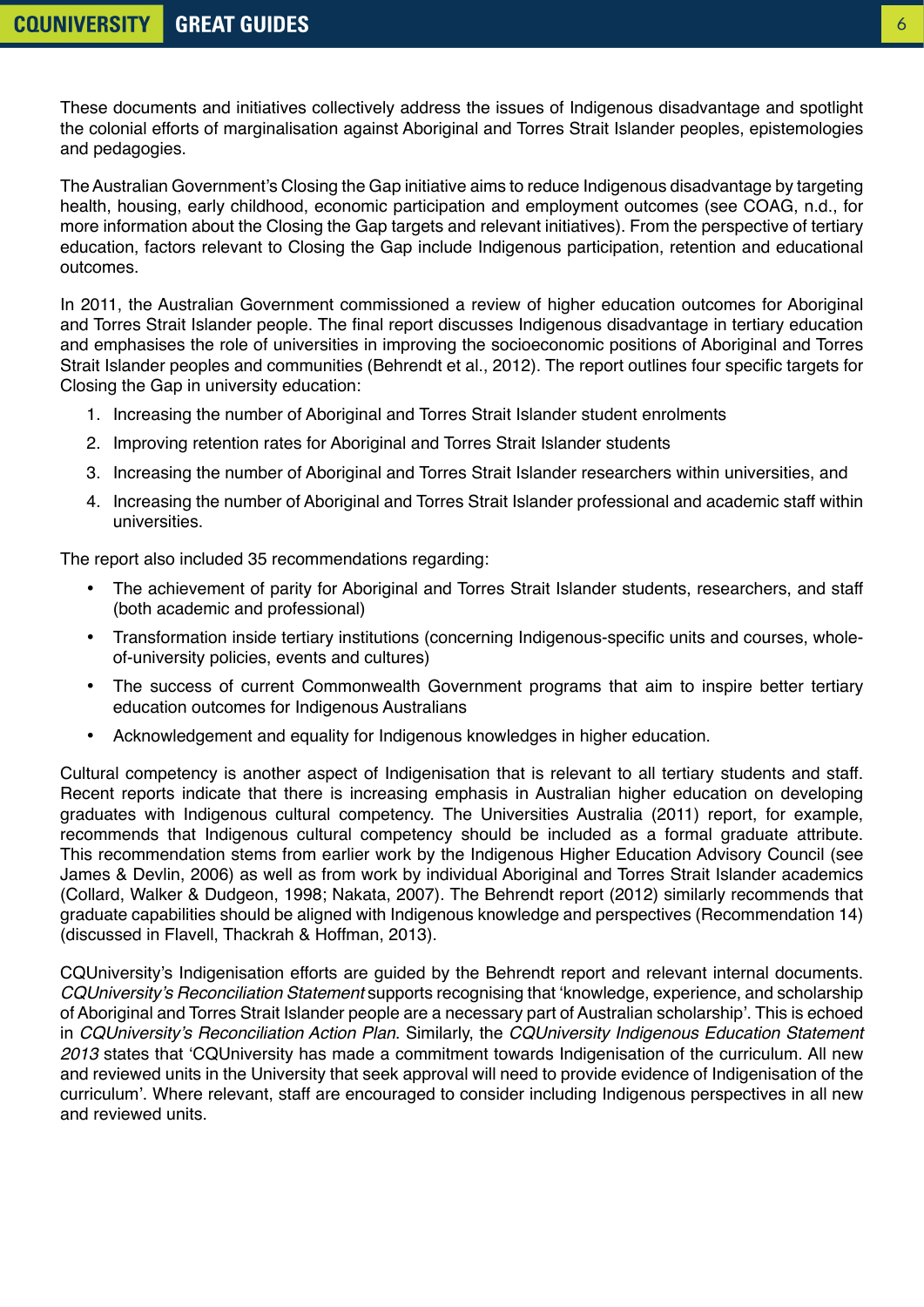These documents and initiatives collectively address the issues of Indigenous disadvantage and spotlight the colonial efforts of marginalisation against Aboriginal and Torres Strait Islander peoples, epistemologies and pedagogies.

The Australian Government's Closing the Gap initiative aims to reduce Indigenous disadvantage by targeting health, housing, early childhood, economic participation and employment outcomes (see COAG, n.d., for more information about the Closing the Gap targets and relevant initiatives). From the perspective of tertiary education, factors relevant to Closing the Gap include Indigenous participation, retention and educational outcomes.

In 2011, the Australian Government commissioned a review of higher education outcomes for Aboriginal and Torres Strait Islander people. The final report discusses Indigenous disadvantage in tertiary education and emphasises the role of universities in improving the socioeconomic positions of Aboriginal and Torres Strait Islander peoples and communities (Behrendt et al., 2012). The report outlines four specific targets for Closing the Gap in university education:

1. Increasing the number of Aboriginal and Torres Strait Islander student enrolments
2. Improving retention rates for Aboriginal and Torres Strait Islander students
3. Increasing the number of Aboriginal and Torres Strait Islander researchers within universities, and
4. Increasing the number of Aboriginal and Torres Strait Islander professional and academic staff within universities.

The report also included 35 recommendations regarding:

- The achievement of parity for Aboriginal and Torres Strait Islander students, researchers, and staff (both academic and professional)
- Transformation inside tertiary institutions (concerning Indigenous-specific units and courses, whole-of-university policies, events and cultures)
- The success of current Commonwealth Government programs that aim to inspire better tertiary education outcomes for Indigenous Australians
- Acknowledgement and equality for Indigenous knowledges in higher education.

Cultural competency is another aspect of Indigenisation that is relevant to all tertiary students and staff. Recent reports indicate that there is increasing emphasis in Australian higher education on developing graduates with Indigenous cultural competency. The Universities Australia (2011) report, for example, recommends that Indigenous cultural competency should be included as a formal graduate attribute. This recommendation stems from earlier work by the Indigenous Higher Education Advisory Council (see James & Devlin, 2006) as well as from work by individual Aboriginal and Torres Strait Islander academics (Collard, Walker & Dudgeon, 1998; Nakata, 2007). The Behrendt report (2012) similarly recommends that graduate capabilities should be aligned with Indigenous knowledge and perspectives (Recommendation 14) (discussed in Flavell, Thackrah & Hoffman, 2013).

CQUniversity's Indigenisation efforts are guided by the Behrendt report and relevant internal documents. *CQUniversity's Reconciliation Statement* supports recognising that 'knowledge, experience, and scholarship of Aboriginal and Torres Strait Islander people are a necessary part of Australian scholarship'. This is echoed in *CQUniversity's Reconciliation Action Plan*. Similarly, the *CQUniversity Indigenous Education Statement 2013* states that 'CQUniversity has made a commitment towards Indigenisation of the curriculum. All new and reviewed units in the University that seek approval will need to provide evidence of Indigenisation of the curriculum'. Where relevant, staff are encouraged to consider including Indigenous perspectives in all new and reviewed units.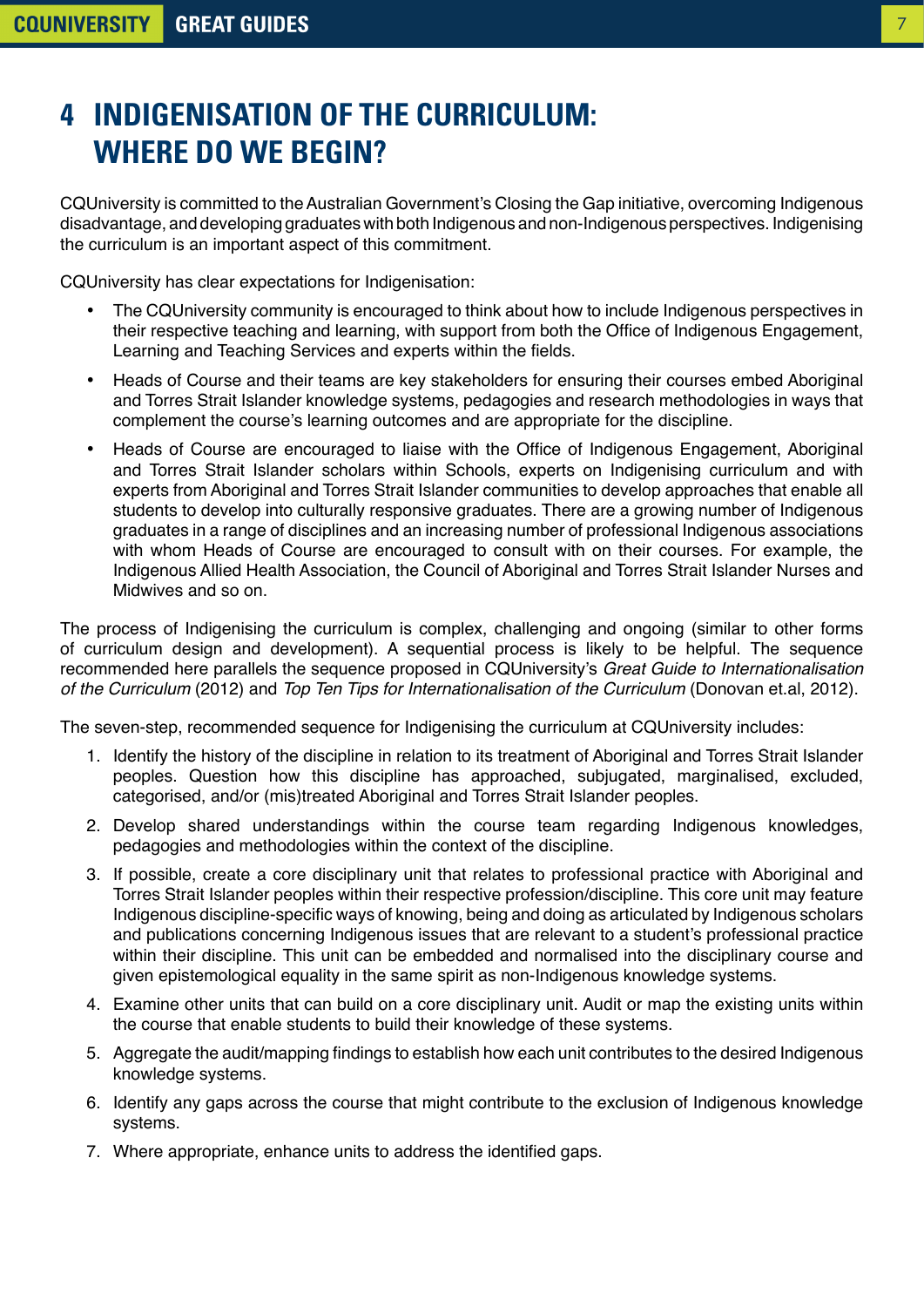# 4 INDIGENISATION OF THE CURRICULUM: WHERE DO WE BEGIN?

CQUniversity is committed to the Australian Government's Closing the Gap initiative, overcoming Indigenous disadvantage, and developing graduates with both Indigenous and non-Indigenous perspectives. Indigenising the curriculum is an important aspect of this commitment.

CQUniversity has clear expectations for Indigenisation:

- The CQUniversity community is encouraged to think about how to include Indigenous perspectives in their respective teaching and learning, with support from both the Office of Indigenous Engagement, Learning and Teaching Services and experts within the fields.
- Heads of Course and their teams are key stakeholders for ensuring their courses embed Aboriginal and Torres Strait Islander knowledge systems, pedagogies and research methodologies in ways that complement the course's learning outcomes and are appropriate for the discipline.
- Heads of Course are encouraged to liaise with the Office of Indigenous Engagement, Aboriginal and Torres Strait Islander scholars within Schools, experts on Indigenising curriculum and with experts from Aboriginal and Torres Strait Islander communities to develop approaches that enable all students to develop into culturally responsive graduates. There are a growing number of Indigenous graduates in a range of disciplines and an increasing number of professional Indigenous associations with whom Heads of Course are encouraged to consult with on their courses. For example, the Indigenous Allied Health Association, the Council of Aboriginal and Torres Strait Islander Nurses and Midwives and so on.

The process of Indigenising the curriculum is complex, challenging and ongoing (similar to other forms of curriculum design and development). A sequential process is likely to be helpful. The sequence recommended here parallels the sequence proposed in CQUniversity's *Great Guide to Internationalisation of the Curriculum* (2012) and *Top Ten Tips for Internationalisation of the Curriculum* (Donovan et.al, 2012).

The seven-step, recommended sequence for Indigenising the curriculum at CQUniversity includes:

1. Identify the history of the discipline in relation to its treatment of Aboriginal and Torres Strait Islander peoples. Question how this discipline has approached, subjugated, marginalised, excluded, categorised, and/or (mis)treated Aboriginal and Torres Strait Islander peoples.
2. Develop shared understandings within the course team regarding Indigenous knowledges, pedagogies and methodologies within the context of the discipline.
3. If possible, create a core disciplinary unit that relates to professional practice with Aboriginal and Torres Strait Islander peoples within their respective profession/discipline. This core unit may feature Indigenous discipline-specific ways of knowing, being and doing as articulated by Indigenous scholars and publications concerning Indigenous issues that are relevant to a student's professional practice within their discipline. This unit can be embedded and normalised into the disciplinary course and given epistemological equality in the same spirit as non-Indigenous knowledge systems.
4. Examine other units that can build on a core disciplinary unit. Audit or map the existing units within the course that enable students to build their knowledge of these systems.
5. Aggregate the audit/mapping findings to establish how each unit contributes to the desired Indigenous knowledge systems.
6. Identify any gaps across the course that might contribute to the exclusion of Indigenous knowledge systems.
7. Where appropriate, enhance units to address the identified gaps.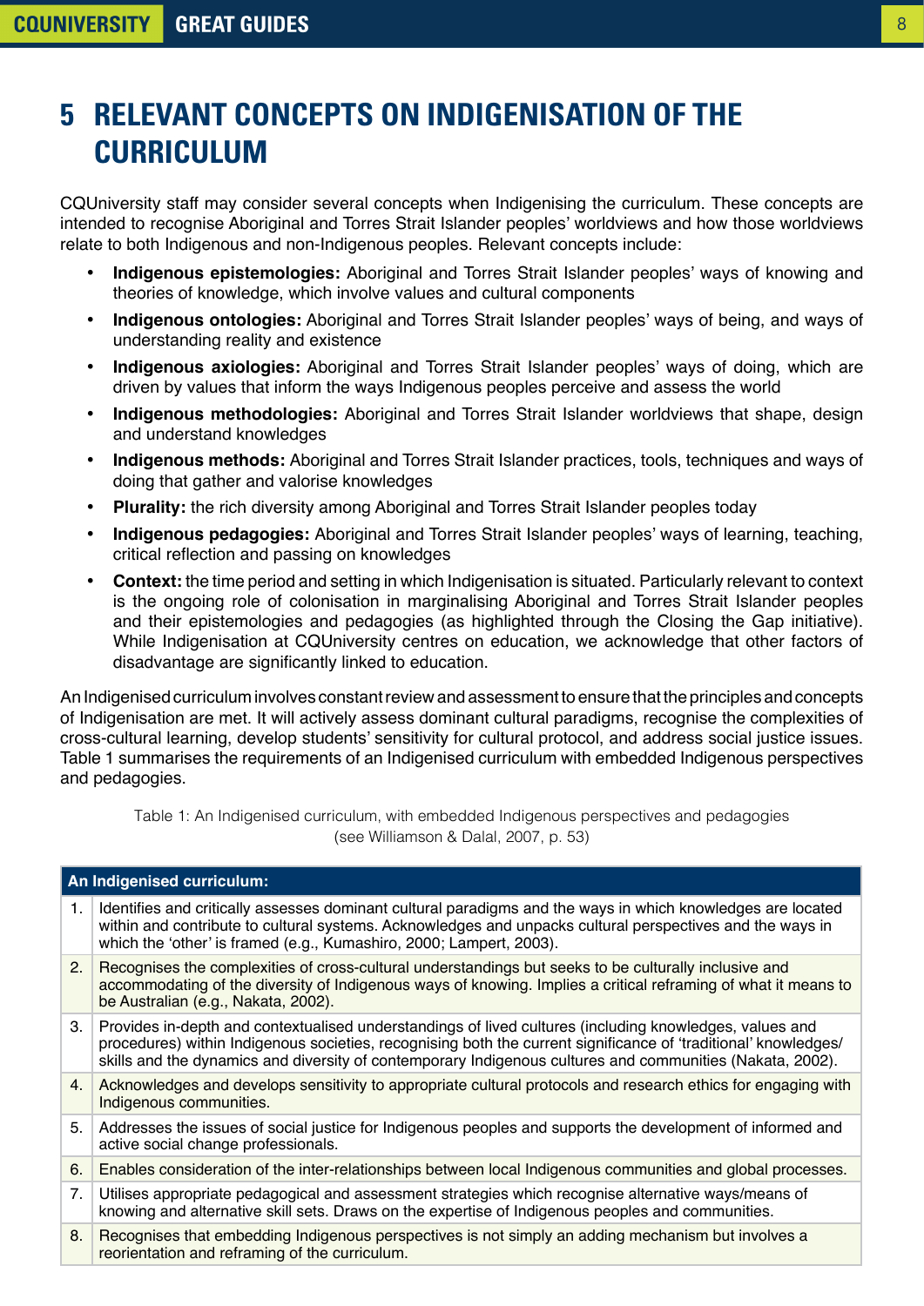# 5 RELEVANT CONCEPTS ON INDIGENISATION OF THE CURRICULUM

CQUniversity staff may consider several concepts when Indigenising the curriculum. These concepts are intended to recognise Aboriginal and Torres Strait Islander peoples' worldviews and how those worldviews relate to both Indigenous and non-Indigenous peoples. Relevant concepts include:

- **Indigenous epistemologies:** Aboriginal and Torres Strait Islander peoples' ways of knowing and theories of knowledge, which involve values and cultural components
- **Indigenous ontologies:** Aboriginal and Torres Strait Islander peoples' ways of being, and ways of understanding reality and existence
- **Indigenous axiologies:** Aboriginal and Torres Strait Islander peoples' ways of doing, which are driven by values that inform the ways Indigenous peoples perceive and assess the world
- **Indigenous methodologies:** Aboriginal and Torres Strait Islander worldviews that shape, design and understand knowledges
- **Indigenous methods:** Aboriginal and Torres Strait Islander practices, tools, techniques and ways of doing that gather and valorise knowledges
- **Plurality:** the rich diversity among Aboriginal and Torres Strait Islander peoples today
- **Indigenous pedagogies:** Aboriginal and Torres Strait Islander peoples' ways of learning, teaching, critical reflection and passing on knowledges
- **Context:** the time period and setting in which Indigenisation is situated. Particularly relevant to context is the ongoing role of colonisation in marginalising Aboriginal and Torres Strait Islander peoples and their epistemologies and pedagogies (as highlighted through the Closing the Gap initiative). While Indigenisation at CQUniversity centres on education, we acknowledge that other factors of disadvantage are significantly linked to education.

An Indigenised curriculum involves constant review and assessment to ensure that the principles and concepts of Indigenisation are met. It will actively assess dominant cultural paradigms, recognise the complexities of cross-cultural learning, develop students' sensitivity for cultural protocol, and address social justice issues. Table 1 summarises the requirements of an Indigenised curriculum with embedded Indigenous perspectives and pedagogies.

Table 1: An Indigenised curriculum, with embedded Indigenous perspectives and pedagogies (see Williamson & Dalal, 2007, p. 53)

| | An Indigenised curriculum: |
|---|---|
| 1. | Identifies and critically assesses dominant cultural paradigms and the ways in which knowledges are located within and contribute to cultural systems. Acknowledges and unpacks cultural perspectives and the ways in which the 'other' is framed (e.g., Kumashiro, 2000; Lampert, 2003). |
| 2. | Recognises the complexities of cross-cultural understandings but seeks to be culturally inclusive and accommodating of the diversity of Indigenous ways of knowing. Implies a critical reframing of what it means to be Australian (e.g., Nakata, 2002). |
| 3. | Provides in-depth and contextualised understandings of lived cultures (including knowledges, values and procedures) within Indigenous societies, recognising both the current significance of 'traditional' knowledges/skills and the dynamics and diversity of contemporary Indigenous cultures and communities (Nakata, 2002). |
| 4. | Acknowledges and develops sensitivity to appropriate cultural protocols and research ethics for engaging with Indigenous communities. |
| 5. | Addresses the issues of social justice for Indigenous peoples and supports the development of informed and active social change professionals. |
| 6. | Enables consideration of the inter-relationships between local Indigenous communities and global processes. |
| 7. | Utilises appropriate pedagogical and assessment strategies which recognise alternative ways/means of knowing and alternative skill sets. Draws on the expertise of Indigenous peoples and communities. |
| 8. | Recognises that embedding Indigenous perspectives is not simply an adding mechanism but involves a reorientation and reframing of the curriculum. |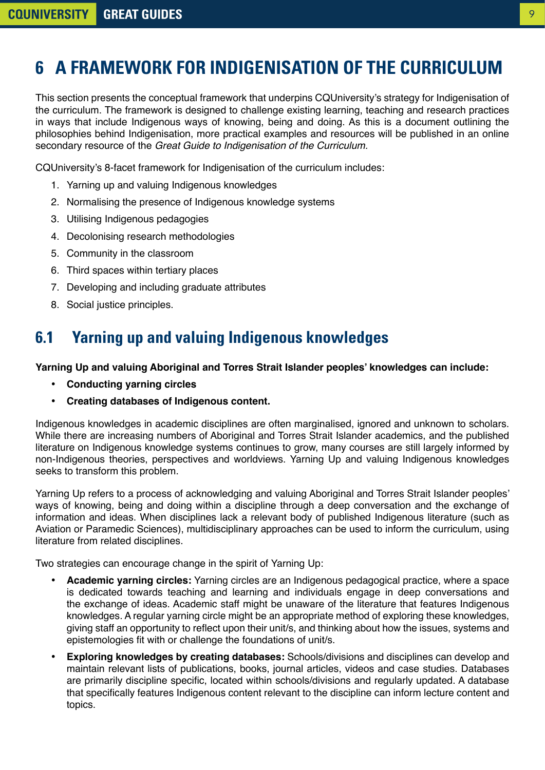# 6 A FRAMEWORK FOR INDIGENISATION OF THE CURRICULUM

This section presents the conceptual framework that underpins CQUniversity's strategy for Indigenisation of the curriculum. The framework is designed to challenge existing learning, teaching and research practices in ways that include Indigenous ways of knowing, being and doing. As this is a document outlining the philosophies behind Indigenisation, more practical examples and resources will be published in an online secondary resource of the *Great Guide to Indigenisation of the Curriculum.*

CQUniversity's 8-facet framework for Indigenisation of the curriculum includes:

1. Yarning up and valuing Indigenous knowledges
2. Normalising the presence of Indigenous knowledge systems
3. Utilising Indigenous pedagogies
4. Decolonising research methodologies
5. Community in the classroom
6. Third spaces within tertiary places
7. Developing and including graduate attributes
8. Social justice principles.

## 6.1 Yarning up and valuing Indigenous knowledges

**Yarning Up and valuing Aboriginal and Torres Strait Islander peoples' knowledges can include:**

- **Conducting yarning circles**
- **Creating databases of Indigenous content.**

Indigenous knowledges in academic disciplines are often marginalised, ignored and unknown to scholars. While there are increasing numbers of Aboriginal and Torres Strait Islander academics, and the published literature on Indigenous knowledge systems continues to grow, many courses are still largely informed by non-Indigenous theories, perspectives and worldviews. Yarning Up and valuing Indigenous knowledges seeks to transform this problem.

Yarning Up refers to a process of acknowledging and valuing Aboriginal and Torres Strait Islander peoples' ways of knowing, being and doing within a discipline through a deep conversation and the exchange of information and ideas. When disciplines lack a relevant body of published Indigenous literature (such as Aviation or Paramedic Sciences), multidisciplinary approaches can be used to inform the curriculum, using literature from related disciplines.

Two strategies can encourage change in the spirit of Yarning Up:

- **Academic yarning circles:** Yarning circles are an Indigenous pedagogical practice, where a space is dedicated towards teaching and learning and individuals engage in deep conversations and the exchange of ideas. Academic staff might be unaware of the literature that features Indigenous knowledges. A regular yarning circle might be an appropriate method of exploring these knowledges, giving staff an opportunity to reflect upon their unit/s, and thinking about how the issues, systems and epistemologies fit with or challenge the foundations of unit/s.
- **Exploring knowledges by creating databases:** Schools/divisions and disciplines can develop and maintain relevant lists of publications, books, journal articles, videos and case studies. Databases are primarily discipline specific, located within schools/divisions and regularly updated. A database that specifically features Indigenous content relevant to the discipline can inform lecture content and topics.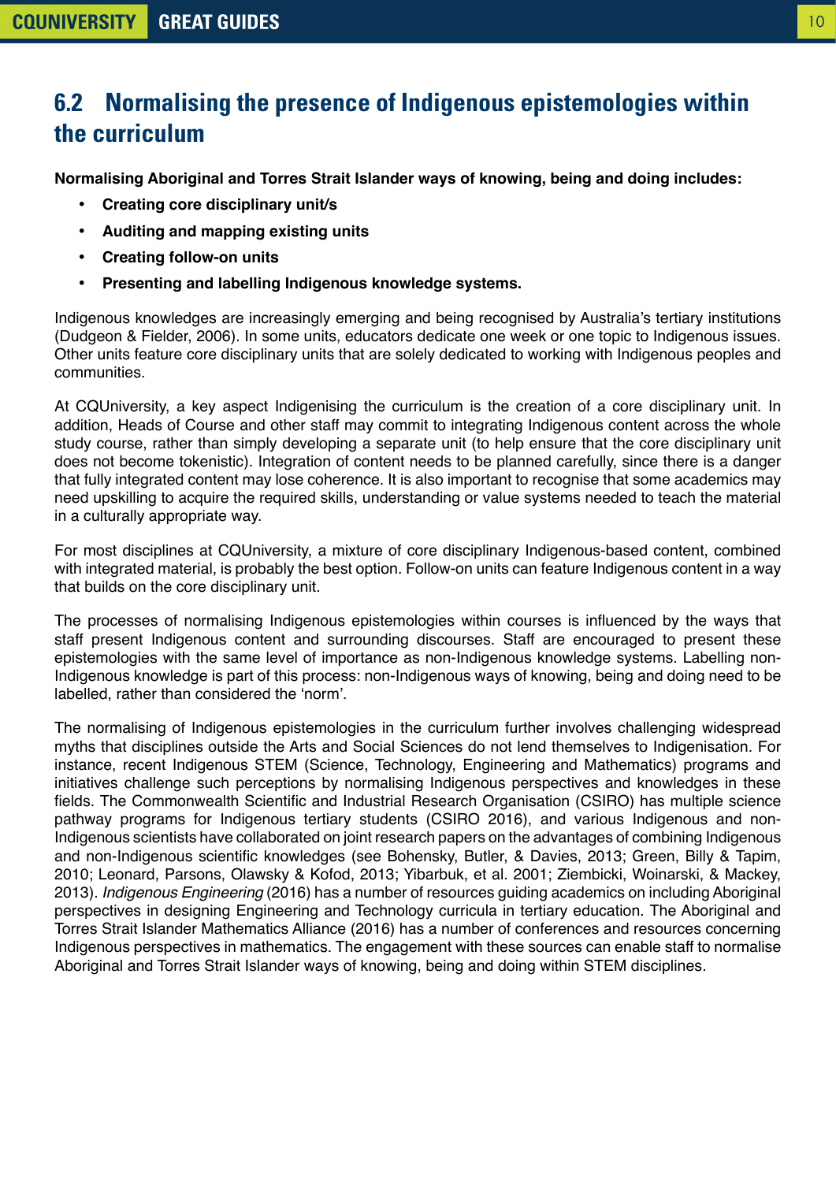## 6.2 Normalising the presence of Indigenous epistemologies within the curriculum

**Normalising Aboriginal and Torres Strait Islander ways of knowing, being and doing includes:**

- **Creating core disciplinary unit/s**
- **Auditing and mapping existing units**
- **Creating follow-on units**
- **Presenting and labelling Indigenous knowledge systems.**

Indigenous knowledges are increasingly emerging and being recognised by Australia's tertiary institutions (Dudgeon & Fielder, 2006). In some units, educators dedicate one week or one topic to Indigenous issues. Other units feature core disciplinary units that are solely dedicated to working with Indigenous peoples and communities.

At CQUniversity, a key aspect Indigenising the curriculum is the creation of a core disciplinary unit. In addition, Heads of Course and other staff may commit to integrating Indigenous content across the whole study course, rather than simply developing a separate unit (to help ensure that the core disciplinary unit does not become tokenistic). Integration of content needs to be planned carefully, since there is a danger that fully integrated content may lose coherence. It is also important to recognise that some academics may need upskilling to acquire the required skills, understanding or value systems needed to teach the material in a culturally appropriate way.

For most disciplines at CQUniversity, a mixture of core disciplinary Indigenous-based content, combined with integrated material, is probably the best option. Follow-on units can feature Indigenous content in a way that builds on the core disciplinary unit.

The processes of normalising Indigenous epistemologies within courses is influenced by the ways that staff present Indigenous content and surrounding discourses. Staff are encouraged to present these epistemologies with the same level of importance as non-Indigenous knowledge systems. Labelling non-Indigenous knowledge is part of this process: non-Indigenous ways of knowing, being and doing need to be labelled, rather than considered the 'norm'.

The normalising of Indigenous epistemologies in the curriculum further involves challenging widespread myths that disciplines outside the Arts and Social Sciences do not lend themselves to Indigenisation. For instance, recent Indigenous STEM (Science, Technology, Engineering and Mathematics) programs and initiatives challenge such perceptions by normalising Indigenous perspectives and knowledges in these fields. The Commonwealth Scientific and Industrial Research Organisation (CSIRO) has multiple science pathway programs for Indigenous tertiary students (CSIRO 2016), and various Indigenous and non-Indigenous scientists have collaborated on joint research papers on the advantages of combining Indigenous and non-Indigenous scientific knowledges (see Bohensky, Butler, & Davies, 2013; Green, Billy & Tapim, 2010; Leonard, Parsons, Olawsky & Kofod, 2013; Yibarbuk, et al. 2001; Ziembicki, Woinarski, & Mackey, 2013). *Indigenous Engineering* (2016) has a number of resources guiding academics on including Aboriginal perspectives in designing Engineering and Technology curricula in tertiary education. The Aboriginal and Torres Strait Islander Mathematics Alliance (2016) has a number of conferences and resources concerning Indigenous perspectives in mathematics. The engagement with these sources can enable staff to normalise Aboriginal and Torres Strait Islander ways of knowing, being and doing within STEM disciplines.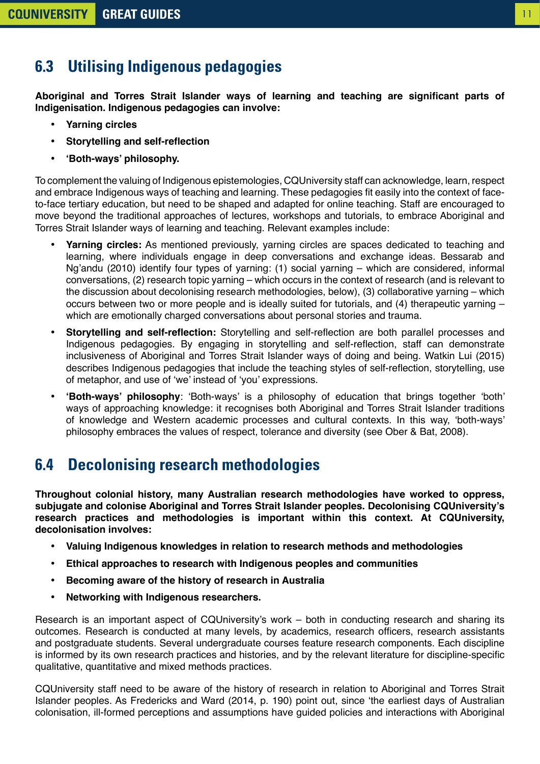## 6.3 Utilising Indigenous pedagogies

**Aboriginal and Torres Strait Islander ways of learning and teaching are significant parts of Indigenisation. Indigenous pedagogies can involve:**

- **Yarning circles**
- **Storytelling and self-reflection**
- **'Both-ways' philosophy.**

To complement the valuing of Indigenous epistemologies, CQUniversity staff can acknowledge, learn, respect and embrace Indigenous ways of teaching and learning. These pedagogies fit easily into the context of face-to-face tertiary education, but need to be shaped and adapted for online teaching. Staff are encouraged to move beyond the traditional approaches of lectures, workshops and tutorials, to embrace Aboriginal and Torres Strait Islander ways of learning and teaching. Relevant examples include:

- **Yarning circles:** As mentioned previously, yarning circles are spaces dedicated to teaching and learning, where individuals engage in deep conversations and exchange ideas. Bessarab and Ng'andu (2010) identify four types of yarning: (1) social yarning – which are considered, informal conversations, (2) research topic yarning – which occurs in the context of research (and is relevant to the discussion about decolonising research methodologies, below), (3) collaborative yarning – which occurs between two or more people and is ideally suited for tutorials, and (4) therapeutic yarning – which are emotionally charged conversations about personal stories and trauma.
- **Storytelling and self-reflection:** Storytelling and self-reflection are both parallel processes and Indigenous pedagogies. By engaging in storytelling and self-reflection, staff can demonstrate inclusiveness of Aboriginal and Torres Strait Islander ways of doing and being. Watkin Lui (2015) describes Indigenous pedagogies that include the teaching styles of self-reflection, storytelling, use of metaphor, and use of 'we' instead of 'you' expressions.
- **'Both-ways' philosophy**: 'Both-ways' is a philosophy of education that brings together 'both' ways of approaching knowledge: it recognises both Aboriginal and Torres Strait Islander traditions of knowledge and Western academic processes and cultural contexts. In this way, 'both-ways' philosophy embraces the values of respect, tolerance and diversity (see Ober & Bat, 2008).

## 6.4 Decolonising research methodologies

**Throughout colonial history, many Australian research methodologies have worked to oppress, subjugate and colonise Aboriginal and Torres Strait Islander peoples. Decolonising CQUniversity's research practices and methodologies is important within this context. At CQUniversity, decolonisation involves:**

- **Valuing Indigenous knowledges in relation to research methods and methodologies**
- **Ethical approaches to research with Indigenous peoples and communities**
- **Becoming aware of the history of research in Australia**
- **Networking with Indigenous researchers.**

Research is an important aspect of CQUniversity's work – both in conducting research and sharing its outcomes. Research is conducted at many levels, by academics, research officers, research assistants and postgraduate students. Several undergraduate courses feature research components. Each discipline is informed by its own research practices and histories, and by the relevant literature for discipline-specific qualitative, quantitative and mixed methods practices.

CQUniversity staff need to be aware of the history of research in relation to Aboriginal and Torres Strait Islander peoples. As Fredericks and Ward (2014, p. 190) point out, since 'the earliest days of Australian colonisation, ill-formed perceptions and assumptions have guided policies and interactions with Aboriginal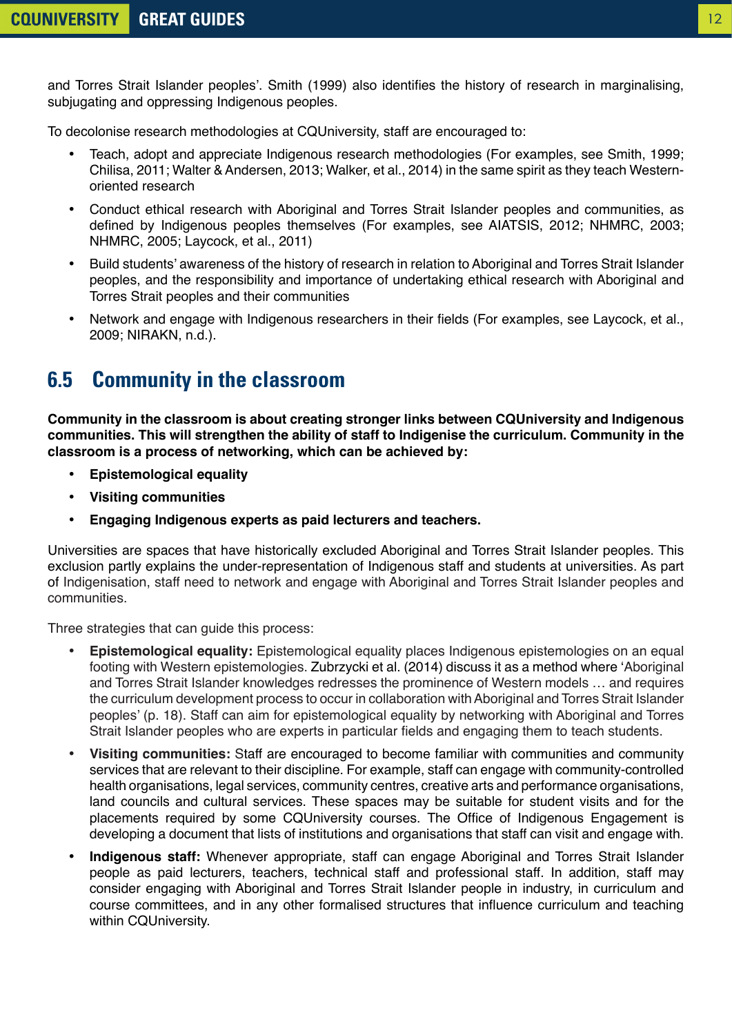and Torres Strait Islander peoples'. Smith (1999) also identifies the history of research in marginalising, subjugating and oppressing Indigenous peoples.

To decolonise research methodologies at CQUniversity, staff are encouraged to:

- Teach, adopt and appreciate Indigenous research methodologies (For examples, see Smith, 1999; Chilisa, 2011; Walter & Andersen, 2013; Walker, et al., 2014) in the same spirit as they teach Western-oriented research
- Conduct ethical research with Aboriginal and Torres Strait Islander peoples and communities, as defined by Indigenous peoples themselves (For examples, see AIATSIS, 2012; NHMRC, 2003; NHMRC, 2005; Laycock, et al., 2011)
- Build students' awareness of the history of research in relation to Aboriginal and Torres Strait Islander peoples, and the responsibility and importance of undertaking ethical research with Aboriginal and Torres Strait peoples and their communities
- Network and engage with Indigenous researchers in their fields (For examples, see Laycock, et al., 2009; NIRAKN, n.d.).

## 6.5 Community in the classroom

**Community in the classroom is about creating stronger links between CQUniversity and Indigenous communities. This will strengthen the ability of staff to Indigenise the curriculum. Community in the classroom is a process of networking, which can be achieved by:**

- **Epistemological equality**
- **Visiting communities**
- **Engaging Indigenous experts as paid lecturers and teachers.**

Universities are spaces that have historically excluded Aboriginal and Torres Strait Islander peoples. This exclusion partly explains the under-representation of Indigenous staff and students at universities. As part of Indigenisation, staff need to network and engage with Aboriginal and Torres Strait Islander peoples and communities.

Three strategies that can guide this process:

- **Epistemological equality:** Epistemological equality places Indigenous epistemologies on an equal footing with Western epistemologies. Zubrzycki et al. (2014) discuss it as a method where 'Aboriginal and Torres Strait Islander knowledges redresses the prominence of Western models … and requires the curriculum development process to occur in collaboration with Aboriginal and Torres Strait Islander peoples' (p. 18). Staff can aim for epistemological equality by networking with Aboriginal and Torres Strait Islander peoples who are experts in particular fields and engaging them to teach students.
- **Visiting communities:** Staff are encouraged to become familiar with communities and community services that are relevant to their discipline. For example, staff can engage with community-controlled health organisations, legal services, community centres, creative arts and performance organisations, land councils and cultural services. These spaces may be suitable for student visits and for the placements required by some CQUniversity courses. The Office of Indigenous Engagement is developing a document that lists of institutions and organisations that staff can visit and engage with.
- **Indigenous staff:** Whenever appropriate, staff can engage Aboriginal and Torres Strait Islander people as paid lecturers, teachers, technical staff and professional staff. In addition, staff may consider engaging with Aboriginal and Torres Strait Islander people in industry, in curriculum and course committees, and in any other formalised structures that influence curriculum and teaching within CQUniversity.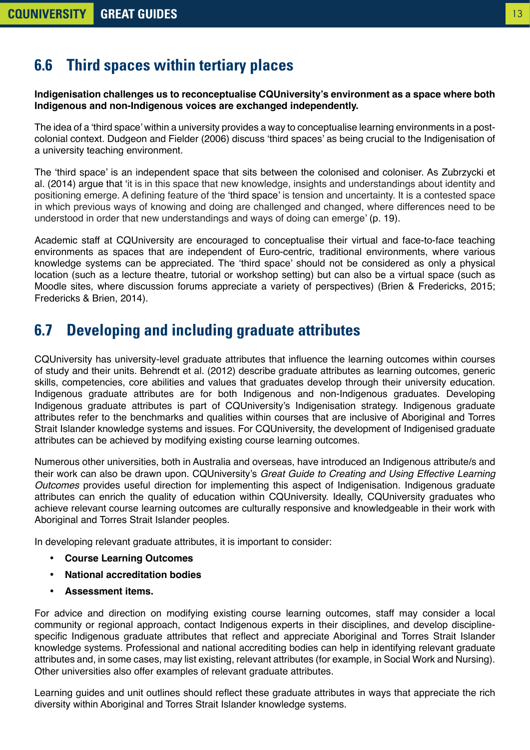## 6.6 Third spaces within tertiary places

**Indigenisation challenges us to reconceptualise CQUniversity's environment as a space where both Indigenous and non-Indigenous voices are exchanged independently.**

The idea of a 'third space' within a university provides a way to conceptualise learning environments in a post-colonial context. Dudgeon and Fielder (2006) discuss 'third spaces' as being crucial to the Indigenisation of a university teaching environment.

The 'third space' is an independent space that sits between the colonised and coloniser. As Zubrzycki et al. (2014) argue that 'it is in this space that new knowledge, insights and understandings about identity and positioning emerge. A defining feature of the 'third space' is tension and uncertainty. It is a contested space in which previous ways of knowing and doing are challenged and changed, where differences need to be understood in order that new understandings and ways of doing can emerge' (p. 19).

Academic staff at CQUniversity are encouraged to conceptualise their virtual and face-to-face teaching environments as spaces that are independent of Euro-centric, traditional environments, where various knowledge systems can be appreciated. The 'third space' should not be considered as only a physical location (such as a lecture theatre, tutorial or workshop setting) but can also be a virtual space (such as Moodle sites, where discussion forums appreciate a variety of perspectives) (Brien & Fredericks, 2015; Fredericks & Brien, 2014).

## 6.7 Developing and including graduate attributes

CQUniversity has university-level graduate attributes that influence the learning outcomes within courses of study and their units. Behrendt et al. (2012) describe graduate attributes as learning outcomes, generic skills, competencies, core abilities and values that graduates develop through their university education. Indigenous graduate attributes are for both Indigenous and non-Indigenous graduates. Developing Indigenous graduate attributes is part of CQUniversity's Indigenisation strategy. Indigenous graduate attributes refer to the benchmarks and qualities within courses that are inclusive of Aboriginal and Torres Strait Islander knowledge systems and issues. For CQUniversity, the development of Indigenised graduate attributes can be achieved by modifying existing course learning outcomes.

Numerous other universities, both in Australia and overseas, have introduced an Indigenous attribute/s and their work can also be drawn upon. CQUniversity's *Great Guide to Creating and Using Effective Learning Outcomes* provides useful direction for implementing this aspect of Indigenisation. Indigenous graduate attributes can enrich the quality of education within CQUniversity. Ideally, CQUniversity graduates who achieve relevant course learning outcomes are culturally responsive and knowledgeable in their work with Aboriginal and Torres Strait Islander peoples.

In developing relevant graduate attributes, it is important to consider:

- **Course Learning Outcomes**
- **National accreditation bodies**
- **Assessment items.**

For advice and direction on modifying existing course learning outcomes, staff may consider a local community or regional approach, contact Indigenous experts in their disciplines, and develop discipline-specific Indigenous graduate attributes that reflect and appreciate Aboriginal and Torres Strait Islander knowledge systems. Professional and national accrediting bodies can help in identifying relevant graduate attributes and, in some cases, may list existing, relevant attributes (for example, in Social Work and Nursing). Other universities also offer examples of relevant graduate attributes.

Learning guides and unit outlines should reflect these graduate attributes in ways that appreciate the rich diversity within Aboriginal and Torres Strait Islander knowledge systems.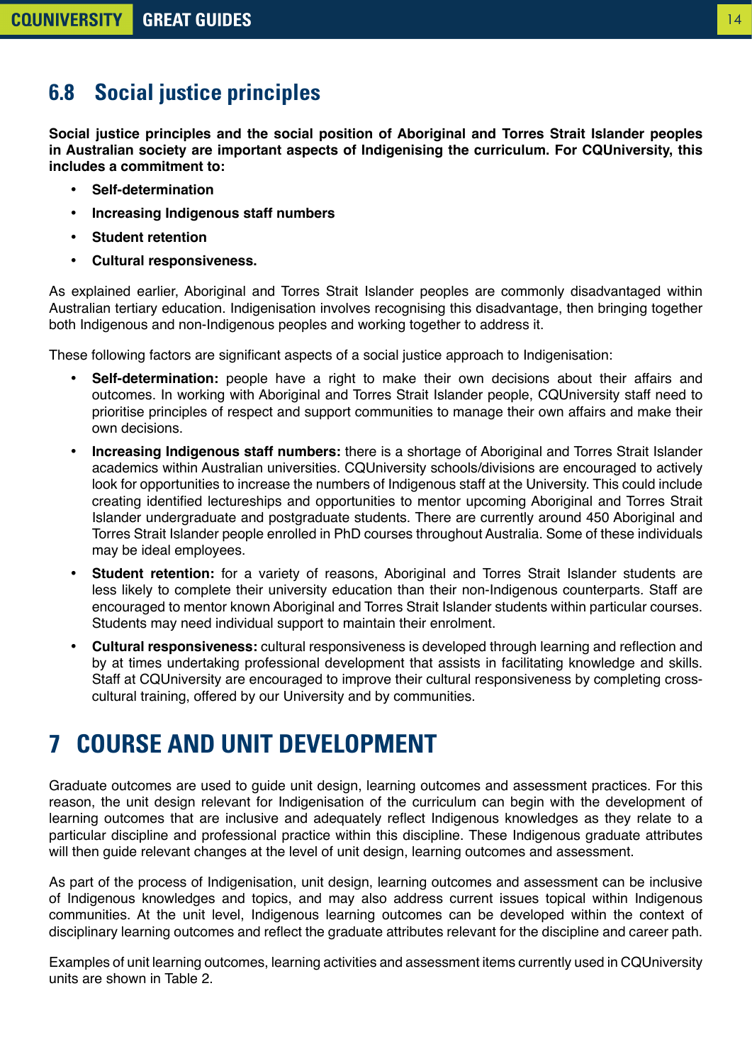## 6.8 Social justice principles

**Social justice principles and the social position of Aboriginal and Torres Strait Islander peoples in Australian society are important aspects of Indigenising the curriculum. For CQUniversity, this includes a commitment to:**

- **Self-determination**
- **Increasing Indigenous staff numbers**
- **Student retention**
- **Cultural responsiveness.**

As explained earlier, Aboriginal and Torres Strait Islander peoples are commonly disadvantaged within Australian tertiary education. Indigenisation involves recognising this disadvantage, then bringing together both Indigenous and non-Indigenous peoples and working together to address it.

These following factors are significant aspects of a social justice approach to Indigenisation:

- **Self-determination:** people have a right to make their own decisions about their affairs and outcomes. In working with Aboriginal and Torres Strait Islander people, CQUniversity staff need to prioritise principles of respect and support communities to manage their own affairs and make their own decisions.
- **Increasing Indigenous staff numbers:** there is a shortage of Aboriginal and Torres Strait Islander academics within Australian universities. CQUniversity schools/divisions are encouraged to actively look for opportunities to increase the numbers of Indigenous staff at the University. This could include creating identified lectureships and opportunities to mentor upcoming Aboriginal and Torres Strait Islander undergraduate and postgraduate students. There are currently around 450 Aboriginal and Torres Strait Islander people enrolled in PhD courses throughout Australia. Some of these individuals may be ideal employees.
- **Student retention:** for a variety of reasons, Aboriginal and Torres Strait Islander students are less likely to complete their university education than their non-Indigenous counterparts. Staff are encouraged to mentor known Aboriginal and Torres Strait Islander students within particular courses. Students may need individual support to maintain their enrolment.
- **Cultural responsiveness:** cultural responsiveness is developed through learning and reflection and by at times undertaking professional development that assists in facilitating knowledge and skills. Staff at CQUniversity are encouraged to improve their cultural responsiveness by completing cross-cultural training, offered by our University and by communities.

# 7 COURSE AND UNIT DEVELOPMENT

Graduate outcomes are used to guide unit design, learning outcomes and assessment practices. For this reason, the unit design relevant for Indigenisation of the curriculum can begin with the development of learning outcomes that are inclusive and adequately reflect Indigenous knowledges as they relate to a particular discipline and professional practice within this discipline. These Indigenous graduate attributes will then guide relevant changes at the level of unit design, learning outcomes and assessment.

As part of the process of Indigenisation, unit design, learning outcomes and assessment can be inclusive of Indigenous knowledges and topics, and may also address current issues topical within Indigenous communities. At the unit level, Indigenous learning outcomes can be developed within the context of disciplinary learning outcomes and reflect the graduate attributes relevant for the discipline and career path.

Examples of unit learning outcomes, learning activities and assessment items currently used in CQUniversity units are shown in Table 2.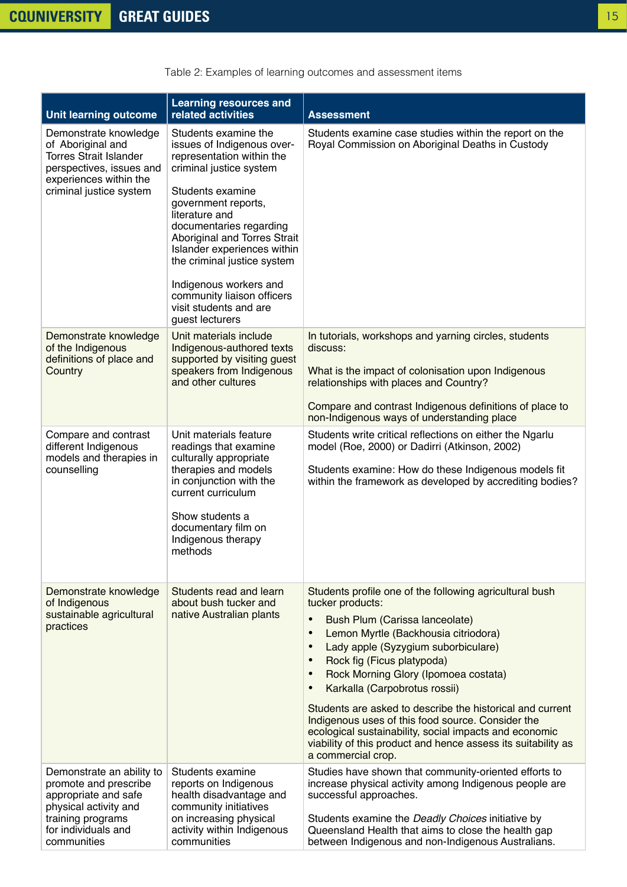Table 2: Examples of learning outcomes and assessment items

| Unit learning outcome | Learning resources and related activities | Assessment |
|---|---|---|
| Demonstrate knowledge of Aboriginal and Torres Strait Islander perspectives, issues and experiences within the criminal justice system | Students examine the issues of Indigenous over-representation within the criminal justice system<br><br>Students examine government reports, literature and documentaries regarding Aboriginal and Torres Strait Islander experiences within the criminal justice system<br><br>Indigenous workers and community liaison officers visit students and are guest lecturers | Students examine case studies within the report on the Royal Commission on Aboriginal Deaths in Custody |
| Demonstrate knowledge of the Indigenous definitions of place and Country | Unit materials include Indigenous-authored texts supported by visiting guest speakers from Indigenous and other cultures | In tutorials, workshops and yarning circles, students discuss:<br><br>What is the impact of colonisation upon Indigenous relationships with places and Country?<br><br>Compare and contrast Indigenous definitions of place to non-Indigenous ways of understanding place |
| Compare and contrast different Indigenous models and therapies in counselling | Unit materials feature readings that examine culturally appropriate therapies and models in conjunction with the current curriculum<br><br>Show students a documentary film on Indigenous therapy methods | Students write critical reflections on either the Ngarlu model (Roe, 2000) or Dadirri (Atkinson, 2002)<br><br>Students examine: How do these Indigenous models fit within the framework as developed by accrediting bodies? |
| Demonstrate knowledge of Indigenous sustainable agricultural practices | Students read and learn about bush tucker and native Australian plants | Students profile one of the following agricultural bush tucker products:<br>• Bush Plum (Carissa lanceolate)<br>• Lemon Myrtle (Backhousia citriodora)<br>• Lady apple (Syzygium suborbiculare)<br>• Rock fig (Ficus platypoda)<br>• Rock Morning Glory (Ipomoea costata)<br>• Karkalla (Carpobrotus rossii)<br><br>Students are asked to describe the historical and current Indigenous uses of this food source. Consider the ecological sustainability, social impacts and economic viability of this product and hence assess its suitability as a commercial crop. |
| Demonstrate an ability to promote and prescribe appropriate and safe physical activity and training programs for individuals and communities | Students examine reports on Indigenous health disadvantage and community initiatives on increasing physical activity within Indigenous communities | Studies have shown that community-oriented efforts to increase physical activity among Indigenous people are successful approaches.<br><br>Students examine the *Deadly Choices* initiative by Queensland Health that aims to close the health gap between Indigenous and non-Indigenous Australians. |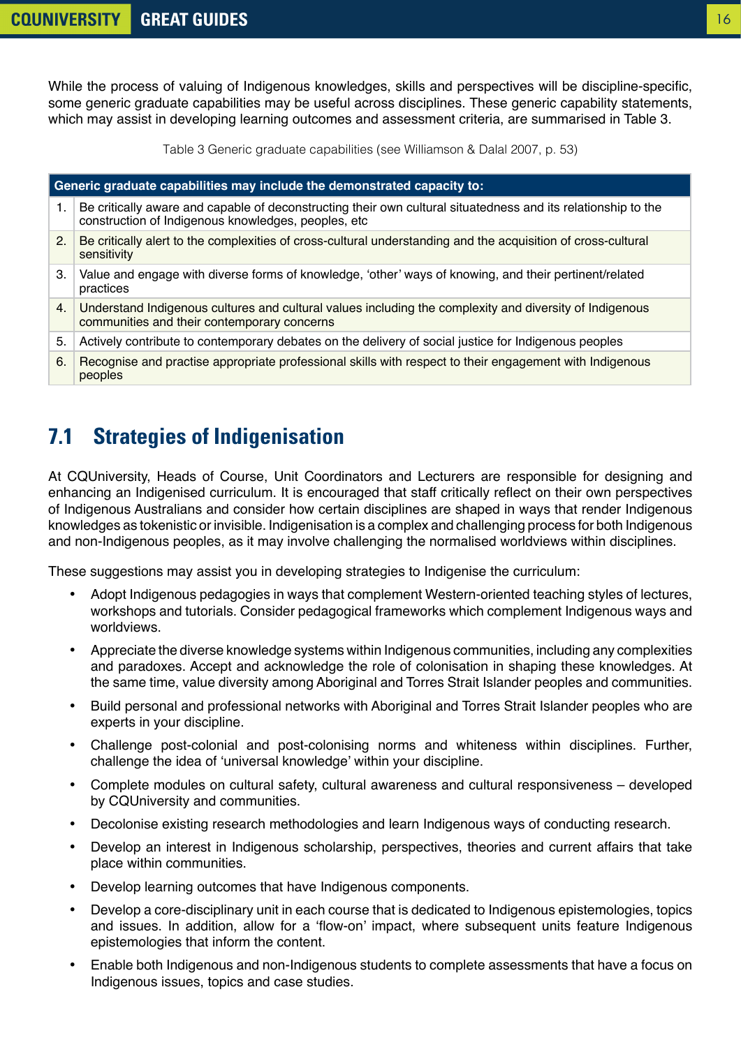While the process of valuing of Indigenous knowledges, skills and perspectives will be discipline-specific, some generic graduate capabilities may be useful across disciplines. These generic capability statements, which may assist in developing learning outcomes and assessment criteria, are summarised in Table 3.

Table 3 Generic graduate capabilities (see Williamson & Dalal 2007, p. 53)

| Generic graduate capabilities may include the demonstrated capacity to: | |
|---|---|
| 1. | Be critically aware and capable of deconstructing their own cultural situatedness and its relationship to the construction of Indigenous knowledges, peoples, etc |
| 2. | Be critically alert to the complexities of cross-cultural understanding and the acquisition of cross-cultural sensitivity |
| 3. | Value and engage with diverse forms of knowledge, 'other' ways of knowing, and their pertinent/related practices |
| 4. | Understand Indigenous cultures and cultural values including the complexity and diversity of Indigenous communities and their contemporary concerns |
| 5. | Actively contribute to contemporary debates on the delivery of social justice for Indigenous peoples |
| 6. | Recognise and practise appropriate professional skills with respect to their engagement with Indigenous peoples |

## 7.1 Strategies of Indigenisation

At CQUniversity, Heads of Course, Unit Coordinators and Lecturers are responsible for designing and enhancing an Indigenised curriculum. It is encouraged that staff critically reflect on their own perspectives of Indigenous Australians and consider how certain disciplines are shaped in ways that render Indigenous knowledges as tokenistic or invisible. Indigenisation is a complex and challenging process for both Indigenous and non-Indigenous peoples, as it may involve challenging the normalised worldviews within disciplines.

These suggestions may assist you in developing strategies to Indigenise the curriculum:

- Adopt Indigenous pedagogies in ways that complement Western-oriented teaching styles of lectures, workshops and tutorials. Consider pedagogical frameworks which complement Indigenous ways and worldviews.
- Appreciate the diverse knowledge systems within Indigenous communities, including any complexities and paradoxes. Accept and acknowledge the role of colonisation in shaping these knowledges. At the same time, value diversity among Aboriginal and Torres Strait Islander peoples and communities.
- Build personal and professional networks with Aboriginal and Torres Strait Islander peoples who are experts in your discipline.
- Challenge post-colonial and post-colonising norms and whiteness within disciplines. Further, challenge the idea of 'universal knowledge' within your discipline.
- Complete modules on cultural safety, cultural awareness and cultural responsiveness – developed by CQUniversity and communities.
- Decolonise existing research methodologies and learn Indigenous ways of conducting research.
- Develop an interest in Indigenous scholarship, perspectives, theories and current affairs that take place within communities.
- Develop learning outcomes that have Indigenous components.
- Develop a core-disciplinary unit in each course that is dedicated to Indigenous epistemologies, topics and issues. In addition, allow for a 'flow-on' impact, where subsequent units feature Indigenous epistemologies that inform the content.
- Enable both Indigenous and non-Indigenous students to complete assessments that have a focus on Indigenous issues, topics and case studies.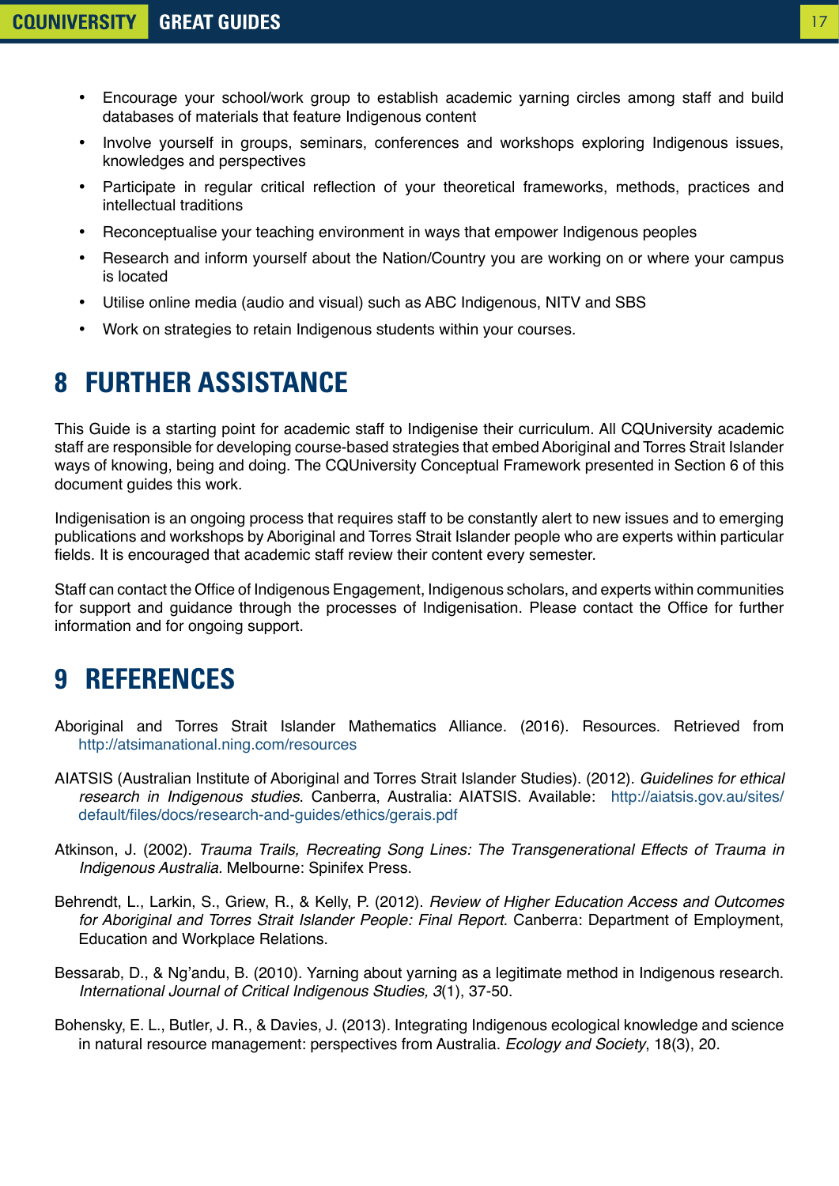- Encourage your school/work group to establish academic yarning circles among staff and build databases of materials that feature Indigenous content
- Involve yourself in groups, seminars, conferences and workshops exploring Indigenous issues, knowledges and perspectives
- Participate in regular critical reflection of your theoretical frameworks, methods, practices and intellectual traditions
- Reconceptualise your teaching environment in ways that empower Indigenous peoples
- Research and inform yourself about the Nation/Country you are working on or where your campus is located
- Utilise online media (audio and visual) such as ABC Indigenous, NITV and SBS
- Work on strategies to retain Indigenous students within your courses.

# 8 FURTHER ASSISTANCE

This Guide is a starting point for academic staff to Indigenise their curriculum. All CQUniversity academic staff are responsible for developing course-based strategies that embed Aboriginal and Torres Strait Islander ways of knowing, being and doing. The CQUniversity Conceptual Framework presented in Section 6 of this document guides this work.

Indigenisation is an ongoing process that requires staff to be constantly alert to new issues and to emerging publications and workshops by Aboriginal and Torres Strait Islander people who are experts within particular fields. It is encouraged that academic staff review their content every semester.

Staff can contact the Office of Indigenous Engagement, Indigenous scholars, and experts within communities for support and guidance through the processes of Indigenisation. Please contact the Office for further information and for ongoing support.

# 9 REFERENCES

Aboriginal and Torres Strait Islander Mathematics Alliance. (2016). Resources. Retrieved from http://atsimanational.ning.com/resources

AIATSIS (Australian Institute of Aboriginal and Torres Strait Islander Studies). (2012). *Guidelines for ethical research in Indigenous studies*. Canberra, Australia: AIATSIS. Available: http://aiatsis.gov.au/sites/default/files/docs/research-and-guides/ethics/gerais.pdf

Atkinson, J. (2002). *Trauma Trails, Recreating Song Lines: The Transgenerational Effects of Trauma in Indigenous Australia.* Melbourne: Spinifex Press.

Behrendt, L., Larkin, S., Griew, R., & Kelly, P. (2012). *Review of Higher Education Access and Outcomes for Aboriginal and Torres Strait Islander People: Final Report.* Canberra: Department of Employment, Education and Workplace Relations.

Bessarab, D., & Ng'andu, B. (2010). Yarning about yarning as a legitimate method in Indigenous research. *International Journal of Critical Indigenous Studies, 3*(1), 37-50.

Bohensky, E. L., Butler, J. R., & Davies, J. (2013). Integrating Indigenous ecological knowledge and science in natural resource management: perspectives from Australia. *Ecology and Society*, 18(3), 20.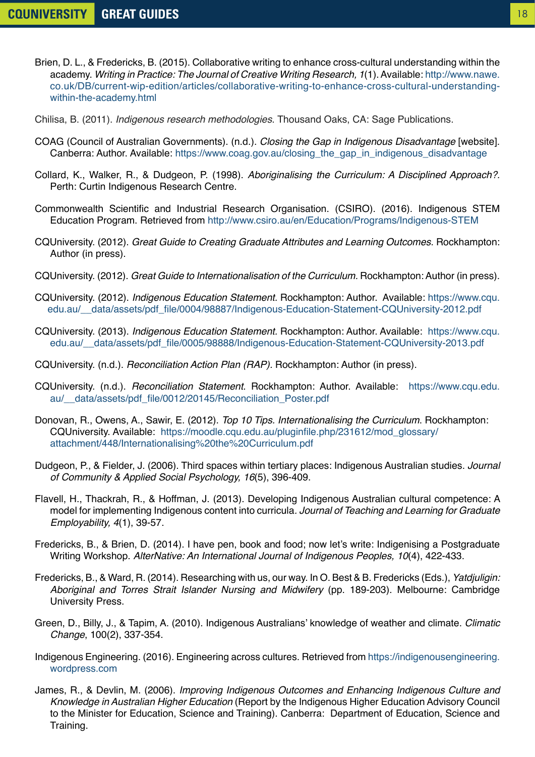Brien, D. L., & Fredericks, B. (2015). Collaborative writing to enhance cross-cultural understanding within the academy. *Writing in Practice: The Journal of Creative Writing Research, 1*(1). Available: http://www.nawe.co.uk/DB/current-wip-edition/articles/collaborative-writing-to-enhance-cross-cultural-understanding-within-the-academy.html

Chilisa, B. (2011). *Indigenous research methodologies*. Thousand Oaks, CA: Sage Publications.

COAG (Council of Australian Governments). (n.d.). *Closing the Gap in Indigenous Disadvantage* [website]. Canberra: Author. Available: https://www.coag.gov.au/closing_the_gap_in_indigenous_disadvantage

Collard, K., Walker, R., & Dudgeon, P. (1998). *Aboriginalising the Curriculum: A Disciplined Approach?.* Perth: Curtin Indigenous Research Centre.

Commonwealth Scientific and Industrial Research Organisation. (CSIRO). (2016). Indigenous STEM Education Program. Retrieved from http://www.csiro.au/en/Education/Programs/Indigenous-STEM

CQUniversity. (2012). *Great Guide to Creating Graduate Attributes and Learning Outcomes*. Rockhampton: Author (in press).

CQUniversity. (2012). *Great Guide to Internationalisation of the Curriculum*. Rockhampton: Author (in press).

CQUniversity. (2012). *Indigenous Education Statement.* Rockhampton: Author. Available: https://www.cqu.edu.au/__data/assets/pdf_file/0004/98887/Indigenous-Education-Statement-CQUniversity-2012.pdf

CQUniversity. (2013). *Indigenous Education Statement.* Rockhampton: Author. Available: https://www.cqu.edu.au/__data/assets/pdf_file/0005/98888/Indigenous-Education-Statement-CQUniversity-2013.pdf

CQUniversity. (n.d.). *Reconciliation Action Plan (RAP).* Rockhampton: Author (in press).

CQUniversity. (n.d.). *Reconciliation Statement*. Rockhampton: Author. Available: https://www.cqu.edu.au/__data/assets/pdf_file/0012/20145/Reconciliation_Poster.pdf

Donovan, R., Owens, A., Sawir, E. (2012). *Top 10 Tips. Internationalising the Curriculum*. Rockhampton: CQUniversity. Available: https://moodle.cqu.edu.au/pluginfile.php/231612/mod_glossary/attachment/448/Internationalising%20the%20Curriculum.pdf

Dudgeon, P., & Fielder, J. (2006). Third spaces within tertiary places: Indigenous Australian studies. *Journal of Community & Applied Social Psychology, 16*(5), 396-409.

Flavell, H., Thackrah, R., & Hoffman, J. (2013). Developing Indigenous Australian cultural competence: A model for implementing Indigenous content into curricula. *Journal of Teaching and Learning for Graduate Employability, 4*(1), 39-57.

Fredericks, B., & Brien, D. (2014). I have pen, book and food; now let's write: Indigenising a Postgraduate Writing Workshop. *AlterNative: An International Journal of Indigenous Peoples, 10*(4), 422-433.

Fredericks, B., & Ward, R. (2014). Researching with us, our way. In O. Best & B. Fredericks (Eds.), *Yatdjuligin: Aboriginal and Torres Strait Islander Nursing and Midwifery* (pp. 189-203). Melbourne: Cambridge University Press.

Green, D., Billy, J., & Tapim, A. (2010). Indigenous Australians' knowledge of weather and climate. *Climatic Change*, 100(2), 337-354.

Indigenous Engineering. (2016). Engineering across cultures. Retrieved from https://indigenousengineering.wordpress.com

James, R., & Devlin, M. (2006). *Improving Indigenous Outcomes and Enhancing Indigenous Culture and Knowledge in Australian Higher Education* (Report by the Indigenous Higher Education Advisory Council to the Minister for Education, Science and Training). Canberra: Department of Education, Science and Training.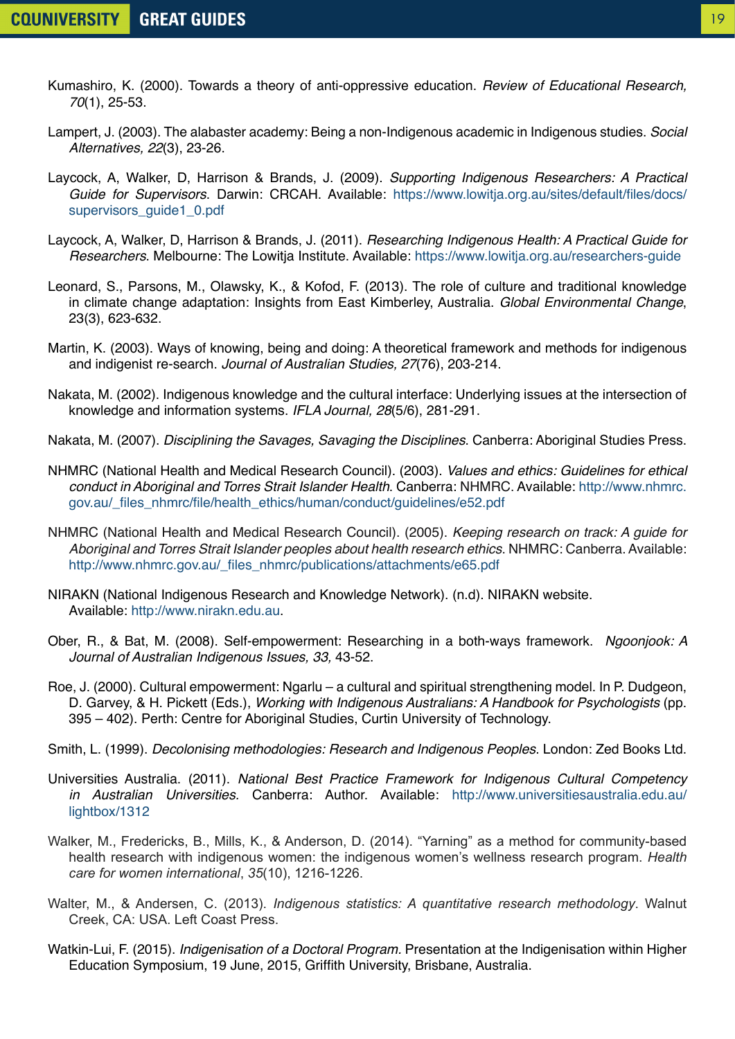Kumashiro, K. (2000). Towards a theory of anti-oppressive education. *Review of Educational Research, 70*(1), 25-53.

Lampert, J. (2003). The alabaster academy: Being a non-Indigenous academic in Indigenous studies. *Social Alternatives, 22*(3), 23-26.

Laycock, A, Walker, D, Harrison & Brands, J. (2009). *Supporting Indigenous Researchers: A Practical Guide for Supervisors*. Darwin: CRCAH. Available: https://www.lowitja.org.au/sites/default/files/docs/supervisors_guide1_0.pdf

Laycock, A, Walker, D, Harrison & Brands, J. (2011). *Researching Indigenous Health: A Practical Guide for Researchers*. Melbourne: The Lowitja Institute. Available: https://www.lowitja.org.au/researchers-guide

Leonard, S., Parsons, M., Olawsky, K., & Kofod, F. (2013). The role of culture and traditional knowledge in climate change adaptation: Insights from East Kimberley, Australia. *Global Environmental Change*, 23(3), 623-632.

Martin, K. (2003). Ways of knowing, being and doing: A theoretical framework and methods for indigenous and indigenist re-search. *Journal of Australian Studies, 27*(76), 203-214.

Nakata, M. (2002). Indigenous knowledge and the cultural interface: Underlying issues at the intersection of knowledge and information systems. *IFLA Journal, 28*(5/6), 281-291.

Nakata, M. (2007). *Disciplining the Savages, Savaging the Disciplines*. Canberra: Aboriginal Studies Press.

NHMRC (National Health and Medical Research Council). (2003). *Values and ethics: Guidelines for ethical conduct in Aboriginal and Torres Strait Islander Health*. Canberra: NHMRC. Available: http://www.nhmrc.gov.au/_files_nhmrc/file/health_ethics/human/conduct/guidelines/e52.pdf

NHMRC (National Health and Medical Research Council). (2005). *Keeping research on track: A guide for Aboriginal and Torres Strait Islander peoples about health research ethics*. NHMRC: Canberra. Available: http://www.nhmrc.gov.au/_files_nhmrc/publications/attachments/e65.pdf

NIRAKN (National Indigenous Research and Knowledge Network). (n.d). NIRAKN website. Available: http://www.nirakn.edu.au.

Ober, R., & Bat, M. (2008). Self-empowerment: Researching in a both-ways framework. *Ngoonjook: A Journal of Australian Indigenous Issues, 33,* 43-52.

Roe, J. (2000). Cultural empowerment: Ngarlu – a cultural and spiritual strengthening model. In P. Dudgeon, D. Garvey, & H. Pickett (Eds.), *Working with Indigenous Australians: A Handbook for Psychologists* (pp. 395 – 402). Perth: Centre for Aboriginal Studies, Curtin University of Technology.

Smith, L. (1999). *Decolonising methodologies: Research and Indigenous Peoples*. London: Zed Books Ltd.

Universities Australia. (2011). *National Best Practice Framework for Indigenous Cultural Competency in Australian Universities.* Canberra: Author. Available: http://www.universitiesaustralia.edu.au/lightbox/1312

Walker, M., Fredericks, B., Mills, K., & Anderson, D. (2014). "Yarning" as a method for community-based health research with indigenous women: the indigenous women's wellness research program. *Health care for women international*, *35*(10), 1216-1226.

Walter, M., & Andersen, C. (2013). *Indigenous statistics: A quantitative research methodology*. Walnut Creek, CA: USA. Left Coast Press.

Watkin-Lui, F. (2015). *Indigenisation of a Doctoral Program.* Presentation at the Indigenisation within Higher Education Symposium, 19 June, 2015, Griffith University, Brisbane, Australia.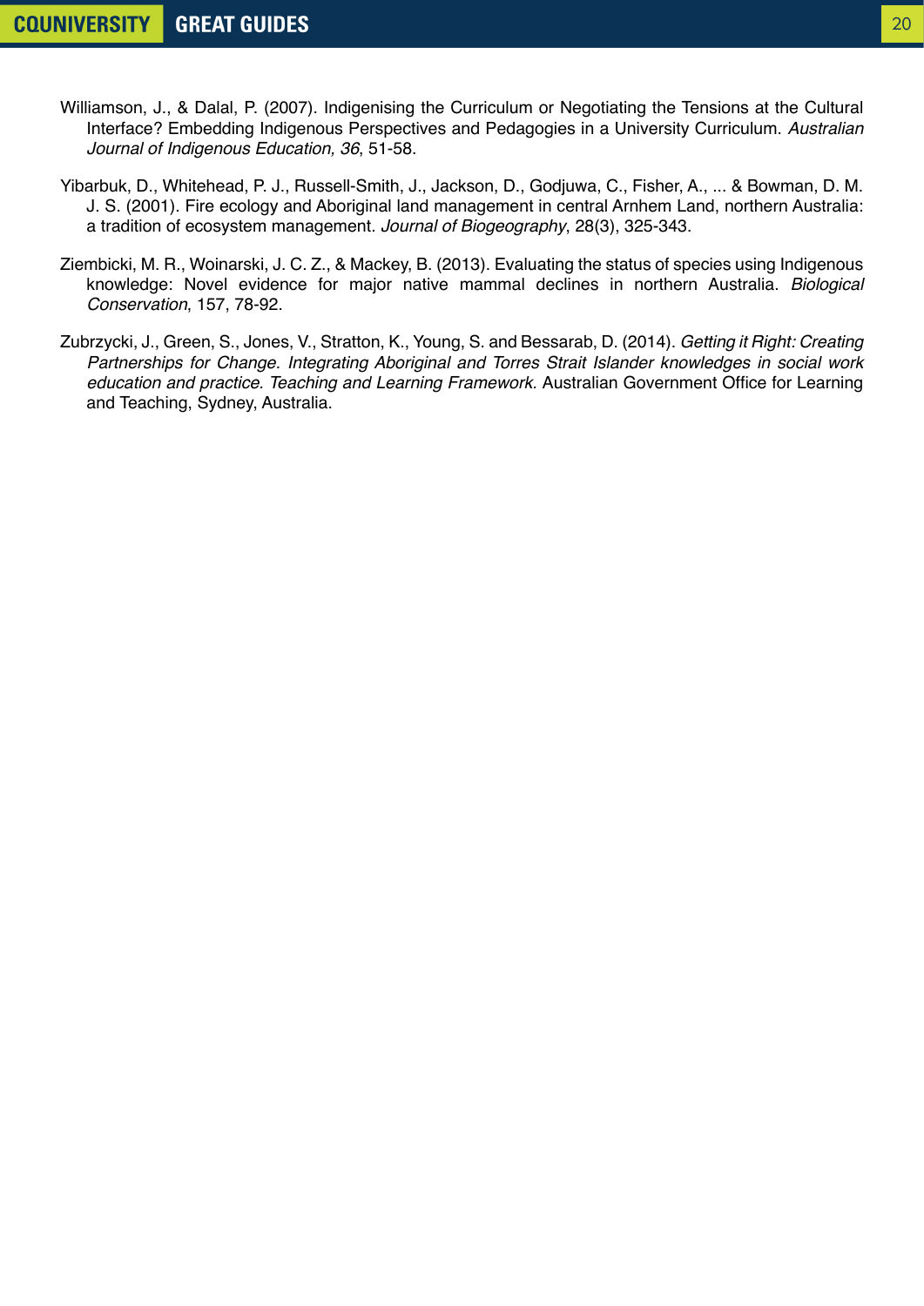Williamson, J., & Dalal, P. (2007). Indigenising the Curriculum or Negotiating the Tensions at the Cultural Interface? Embedding Indigenous Perspectives and Pedagogies in a University Curriculum. *Australian Journal of Indigenous Education, 36*, 51-58.

Yibarbuk, D., Whitehead, P. J., Russell-Smith, J., Jackson, D., Godjuwa, C., Fisher, A., ... & Bowman, D. M. J. S. (2001). Fire ecology and Aboriginal land management in central Arnhem Land, northern Australia: a tradition of ecosystem management. *Journal of Biogeography*, 28(3), 325-343.

Ziembicki, M. R., Woinarski, J. C. Z., & Mackey, B. (2013). Evaluating the status of species using Indigenous knowledge: Novel evidence for major native mammal declines in northern Australia. *Biological Conservation*, 157, 78-92.

Zubrzycki, J., Green, S., Jones, V., Stratton, K., Young, S. and Bessarab, D. (2014). *Getting it Right: Creating Partnerships for Change. Integrating Aboriginal and Torres Strait Islander knowledges in social work education and practice. Teaching and Learning Framework.* Australian Government Office for Learning and Teaching, Sydney, Australia.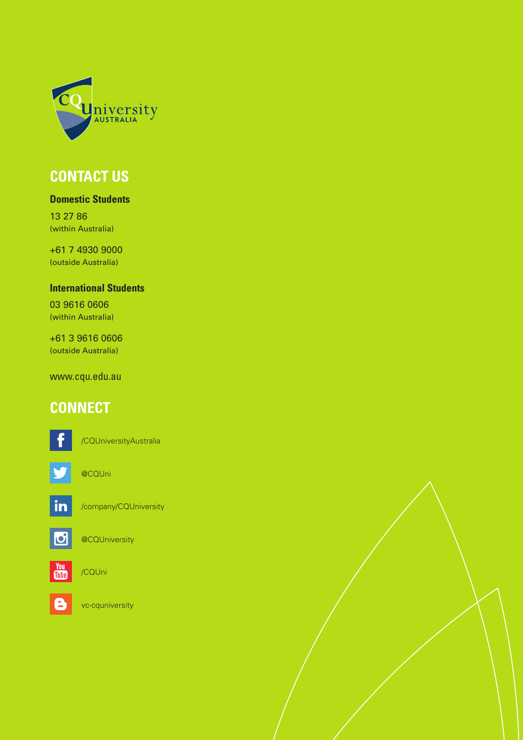## CONTACT US

### Domestic Students

13 27 86
(within Australia)

+61 7 4930 9000
(outside Australia)

### International Students

03 9616 0606
(within Australia)

+61 3 9616 0606
(outside Australia)

www.cqu.edu.au

## CONNECT

/CQUniversityAustralia

@CQUni

/company/CQUniversity

@CQUniversity

/CQUni

vc-cquniversity